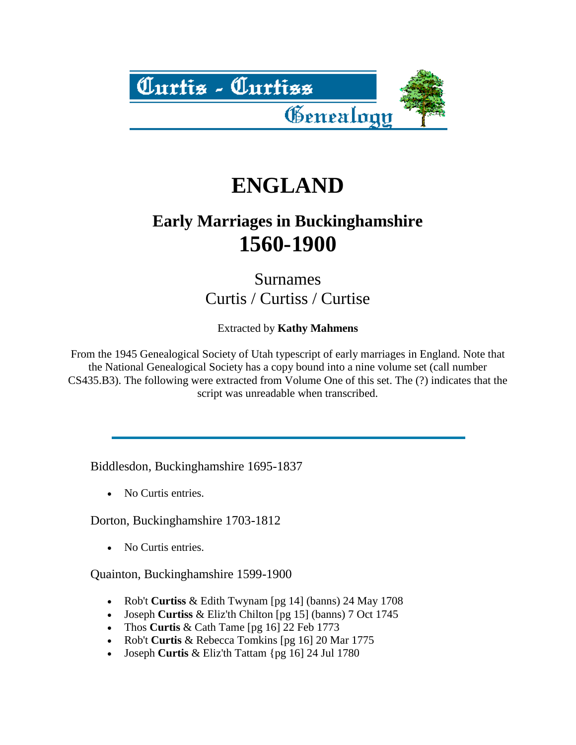Curtis - Curtiss Genealogy

# ENGLAND

## Early Marriages in Buckinghamshire
## 1560-1900

Surnames
Curtis / Curtiss / Curtise

Extracted by **Kathy Mahmens**

From the 1945 Genealogical Society of Utah typescript of early marriages in England. Note that the National Genealogical Society has a copy bound into a nine volume set (call number CS435.B3). The following were extracted from Volume One of this set. The (?) indicates that the script was unreadable when transcribed.

---

Biddlesdon, Buckinghamshire 1695-1837

- No Curtis entries.

Dorton, Buckinghamshire 1703-1812

- No Curtis entries.

Quainton, Buckinghamshire 1599-1900

- Rob't **Curtiss** & Edith Twynam [pg 14] (banns) 24 May 1708
- Joseph **Curtiss** & Eliz'th Chilton [pg 15] (banns) 7 Oct 1745
- Thos **Curtis** & Cath Tame [pg 16] 22 Feb 1773
- Rob't **Curtis** & Rebecca Tomkins [pg 16] 20 Mar 1775
- Joseph **Curtis** & Eliz'th Tattam {pg 16] 24 Jul 1780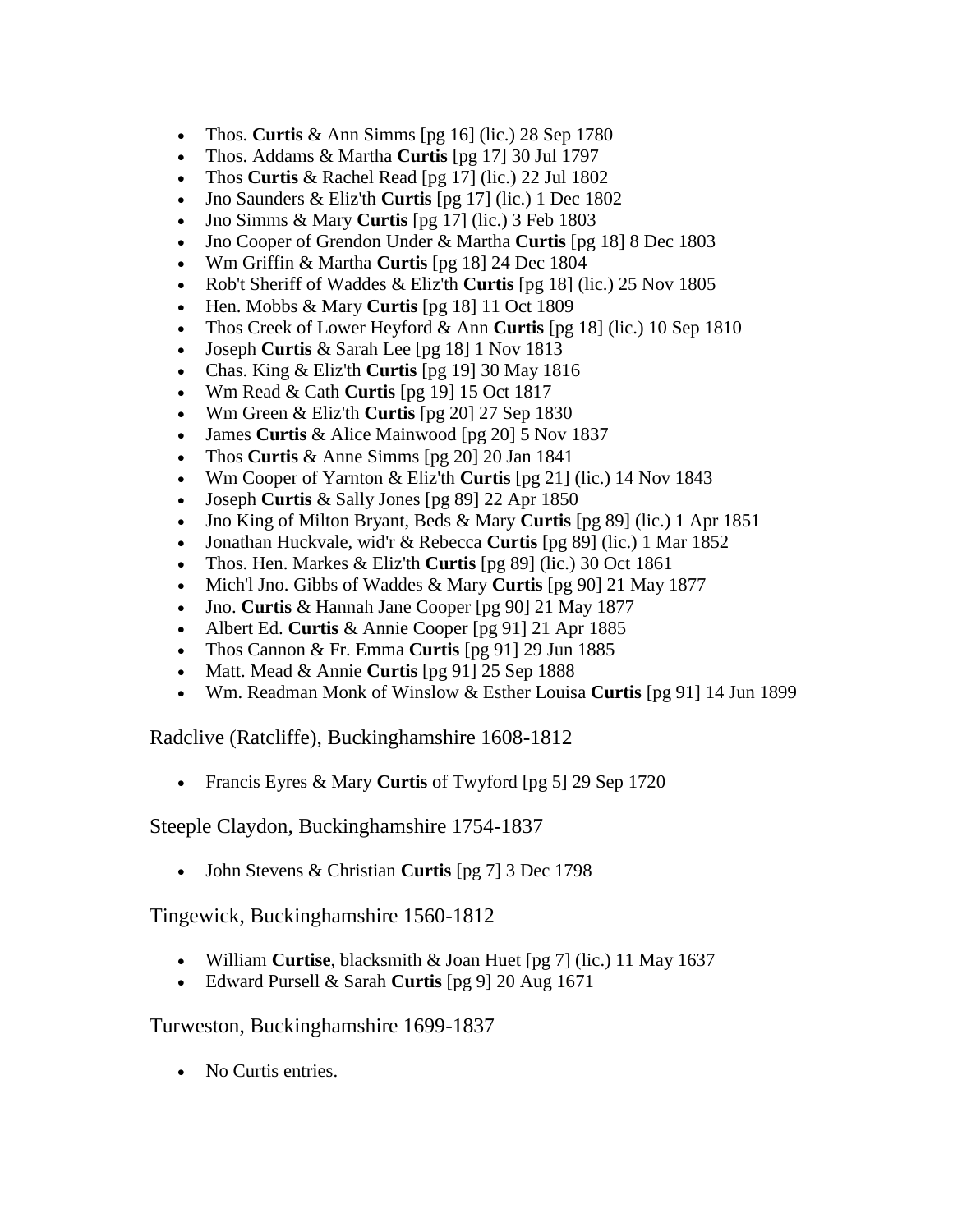- Thos. **Curtis** & Ann Simms [pg 16] (lic.) 28 Sep 1780
- Thos. Addams & Martha **Curtis** [pg 17] 30 Jul 1797
- Thos **Curtis** & Rachel Read [pg 17] (lic.) 22 Jul 1802
- Jno Saunders & Eliz'th **Curtis** [pg 17] (lic.) 1 Dec 1802
- Jno Simms & Mary **Curtis** [pg 17] (lic.) 3 Feb 1803
- Jno Cooper of Grendon Under & Martha **Curtis** [pg 18] 8 Dec 1803
- Wm Griffin & Martha **Curtis** [pg 18] 24 Dec 1804
- Rob't Sheriff of Waddes & Eliz'th **Curtis** [pg 18] (lic.) 25 Nov 1805
- Hen. Mobbs & Mary **Curtis** [pg 18] 11 Oct 1809
- Thos Creek of Lower Heyford & Ann **Curtis** [pg 18] (lic.) 10 Sep 1810
- Joseph **Curtis** & Sarah Lee [pg 18] 1 Nov 1813
- Chas. King & Eliz'th **Curtis** [pg 19] 30 May 1816
- Wm Read & Cath **Curtis** [pg 19] 15 Oct 1817
- Wm Green & Eliz'th **Curtis** [pg 20] 27 Sep 1830
- James **Curtis** & Alice Mainwood [pg 20] 5 Nov 1837
- Thos **Curtis** & Anne Simms [pg 20] 20 Jan 1841
- Wm Cooper of Yarnton & Eliz'th **Curtis** [pg 21] (lic.) 14 Nov 1843
- Joseph **Curtis** & Sally Jones [pg 89] 22 Apr 1850
- Jno King of Milton Bryant, Beds & Mary **Curtis** [pg 89] (lic.) 1 Apr 1851
- Jonathan Huckvale, wid'r & Rebecca **Curtis** [pg 89] (lic.) 1 Mar 1852
- Thos. Hen. Markes & Eliz'th **Curtis** [pg 89] (lic.) 30 Oct 1861
- Mich'l Jno. Gibbs of Waddes & Mary **Curtis** [pg 90] 21 May 1877
- Jno. **Curtis** & Hannah Jane Cooper [pg 90] 21 May 1877
- Albert Ed. **Curtis** & Annie Cooper [pg 91] 21 Apr 1885
- Thos Cannon & Fr. Emma **Curtis** [pg 91] 29 Jun 1885
- Matt. Mead & Annie **Curtis** [pg 91] 25 Sep 1888
- Wm. Readman Monk of Winslow & Esther Louisa **Curtis** [pg 91] 14 Jun 1899

## Radclive (Ratcliffe), Buckinghamshire 1608-1812

- Francis Eyres & Mary **Curtis** of Twyford [pg 5] 29 Sep 1720

## Steeple Claydon, Buckinghamshire 1754-1837

- John Stevens & Christian **Curtis** [pg 7] 3 Dec 1798

## Tingewick, Buckinghamshire 1560-1812

- William **Curtise**, blacksmith & Joan Huet [pg 7] (lic.) 11 May 1637
- Edward Pursell & Sarah **Curtis** [pg 9] 20 Aug 1671

## Turweston, Buckinghamshire 1699-1837

- No Curtis entries.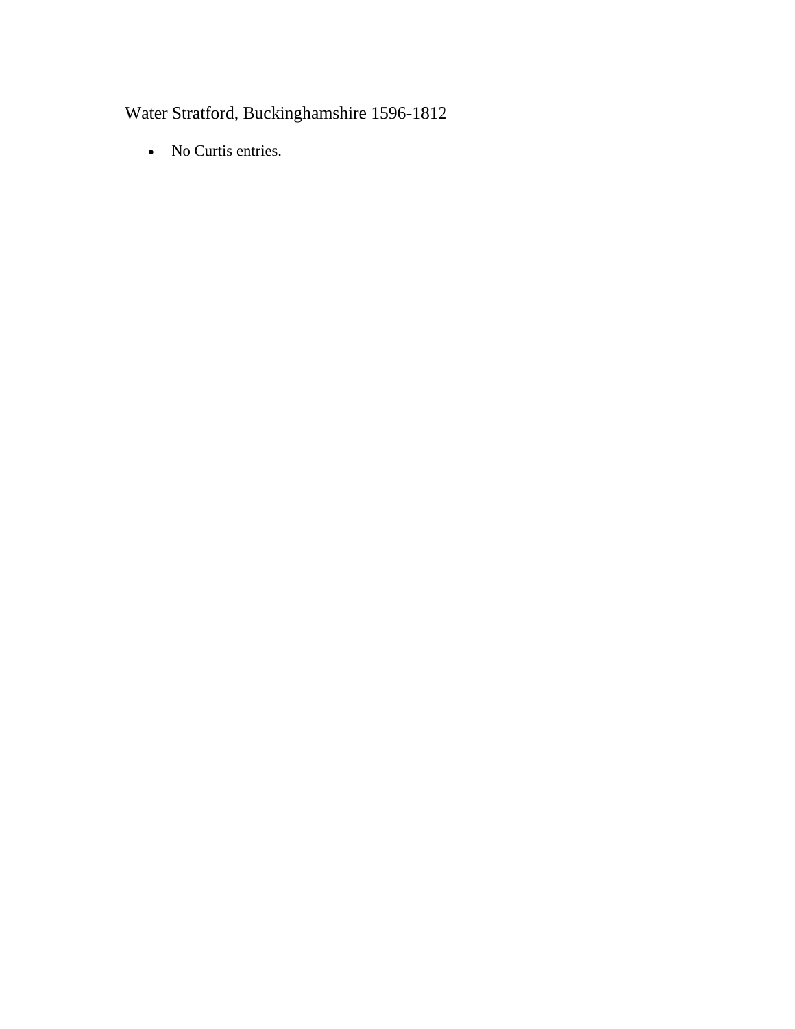## Water Stratford, Buckinghamshire 1596-1812

- No Curtis entries.